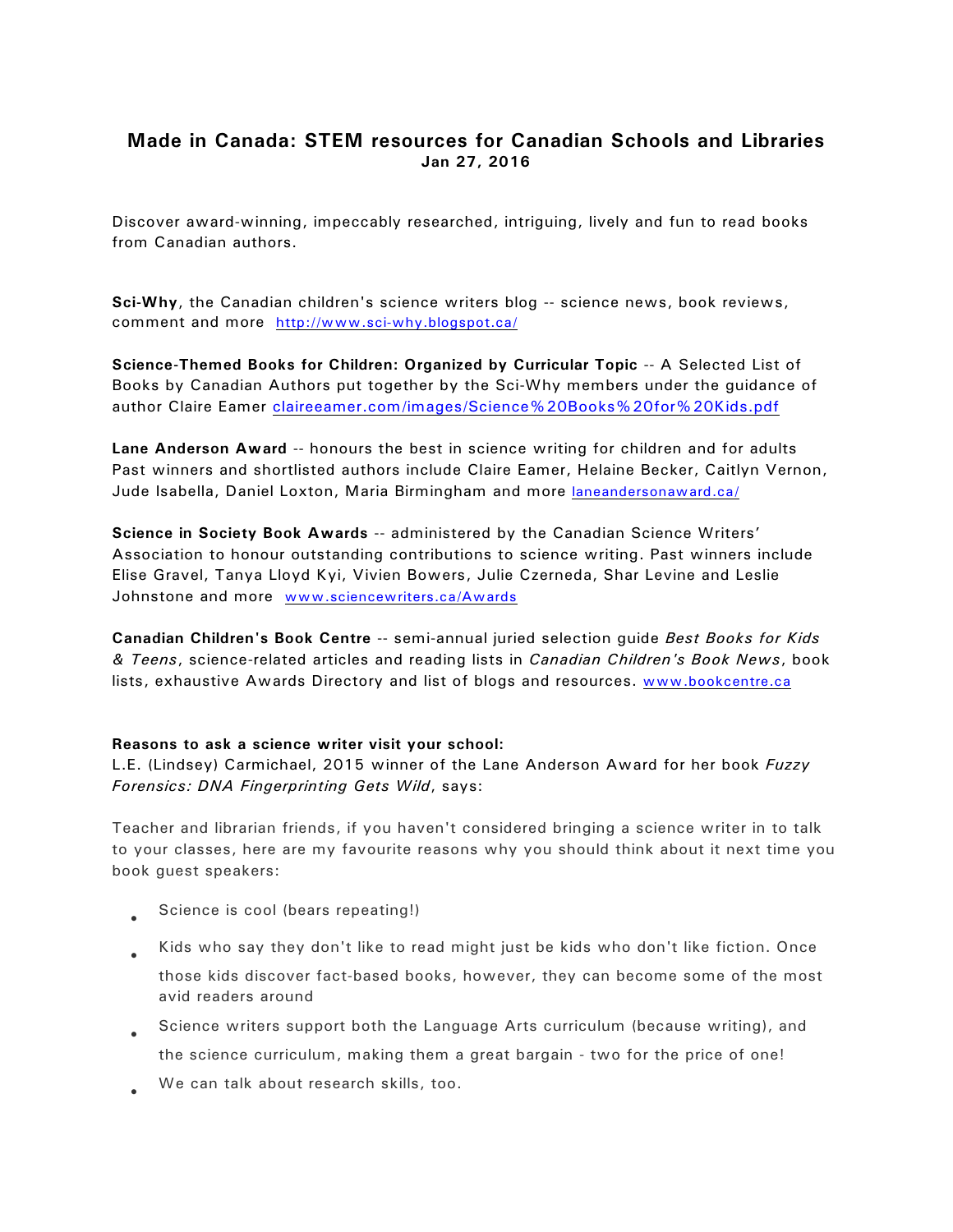# Made in Canada: STEM resources for Canadian Schools and Libraries

**Jan 27, 2016**

Discover award-winning, impeccably researched, intriguing, lively and fun to read books from Canadian authors.

**Sci-Why**, the Canadian children's science writers blog -- science news, book reviews, comment and more http://www.sci-why.blogspot.ca/

**Science-Themed Books for Children: Organized by Curricular Topic** -- A Selected List of Books by Canadian Authors put together by the Sci-Why members under the guidance of author Claire Eamer claireeamer.com/images/Science%20Books%20for%20Kids.pdf

**Lane Anderson Award** -- honours the best in science writing for children and for adults Past winners and shortlisted authors include Claire Eamer, Helaine Becker, Caitlyn Vernon, Jude Isabella, Daniel Loxton, Maria Birmingham and more laneandersonaward.ca/

**Science in Society Book Awards** -- administered by the Canadian Science Writers' Association to honour outstanding contributions to science writing. Past winners include Elise Gravel, Tanya Lloyd Kyi, Vivien Bowers, Julie Czerneda, Shar Levine and Leslie Johnstone and more www.sciencewriters.ca/Awards

**Canadian Children's Book Centre** -- semi-annual juried selection guide *Best Books for Kids & Teens*, science-related articles and reading lists in *Canadian Children's Book News*, book lists, exhaustive Awards Directory and list of blogs and resources. www.bookcentre.ca

**Reasons to ask a science writer visit your school:**

L.E. (Lindsey) Carmichael, 2015 winner of the Lane Anderson Award for her book *Fuzzy Forensics: DNA Fingerprinting Gets Wild*, says:

Teacher and librarian friends, if you haven't considered bringing a science writer in to talk to your classes, here are my favourite reasons why you should think about it next time you book guest speakers:

- Science is cool (bears repeating!)
- Kids who say they don't like to read might just be kids who don't like fiction. Once those kids discover fact-based books, however, they can become some of the most avid readers around
- Science writers support both the Language Arts curriculum (because writing), and the science curriculum, making them a great bargain - two for the price of one!
- We can talk about research skills, too.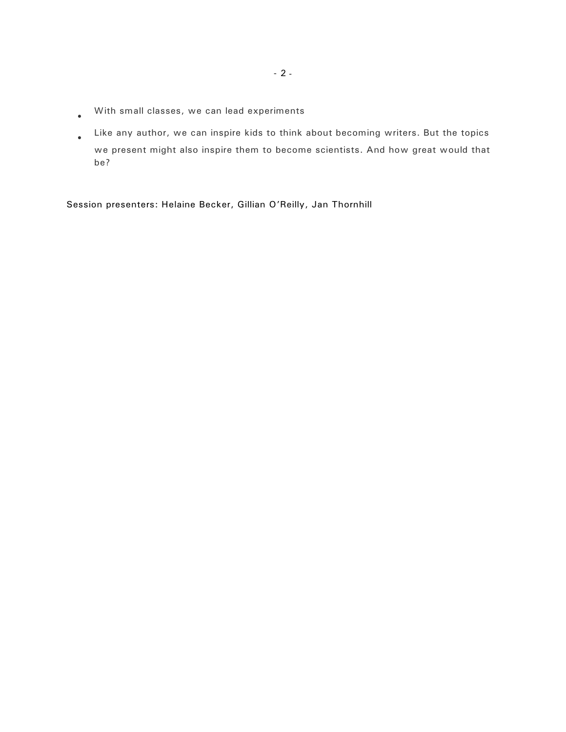- With small classes, we can lead experiments
- Like any author, we can inspire kids to think about becoming writers. But the topics we present might also inspire them to become scientists. And how great would that be?

Session presenters: Helaine Becker, Gillian O'Reilly, Jan Thornhill